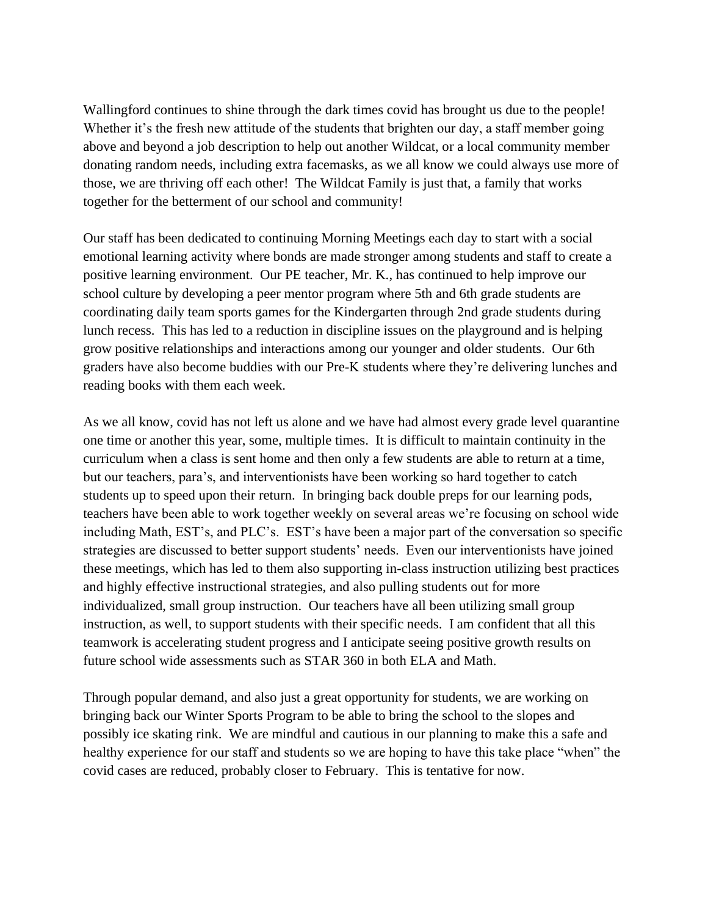Wallingford continues to shine through the dark times covid has brought us due to the people! Whether it's the fresh new attitude of the students that brighten our day, a staff member going above and beyond a job description to help out another Wildcat, or a local community member donating random needs, including extra facemasks, as we all know we could always use more of those, we are thriving off each other! The Wildcat Family is just that, a family that works together for the betterment of our school and community!

Our staff has been dedicated to continuing Morning Meetings each day to start with a social emotional learning activity where bonds are made stronger among students and staff to create a positive learning environment. Our PE teacher, Mr. K., has continued to help improve our school culture by developing a peer mentor program where 5th and 6th grade students are coordinating daily team sports games for the Kindergarten through 2nd grade students during lunch recess. This has led to a reduction in discipline issues on the playground and is helping grow positive relationships and interactions among our younger and older students. Our 6th graders have also become buddies with our Pre-K students where they're delivering lunches and reading books with them each week.

As we all know, covid has not left us alone and we have had almost every grade level quarantine one time or another this year, some, multiple times. It is difficult to maintain continuity in the curriculum when a class is sent home and then only a few students are able to return at a time, but our teachers, para's, and interventionists have been working so hard together to catch students up to speed upon their return. In bringing back double preps for our learning pods, teachers have been able to work together weekly on several areas we're focusing on school wide including Math, EST's, and PLC's. EST's have been a major part of the conversation so specific strategies are discussed to better support students' needs. Even our interventionists have joined these meetings, which has led to them also supporting in-class instruction utilizing best practices and highly effective instructional strategies, and also pulling students out for more individualized, small group instruction. Our teachers have all been utilizing small group instruction, as well, to support students with their specific needs. I am confident that all this teamwork is accelerating student progress and I anticipate seeing positive growth results on future school wide assessments such as STAR 360 in both ELA and Math.

Through popular demand, and also just a great opportunity for students, we are working on bringing back our Winter Sports Program to be able to bring the school to the slopes and possibly ice skating rink. We are mindful and cautious in our planning to make this a safe and healthy experience for our staff and students so we are hoping to have this take place "when" the covid cases are reduced, probably closer to February. This is tentative for now.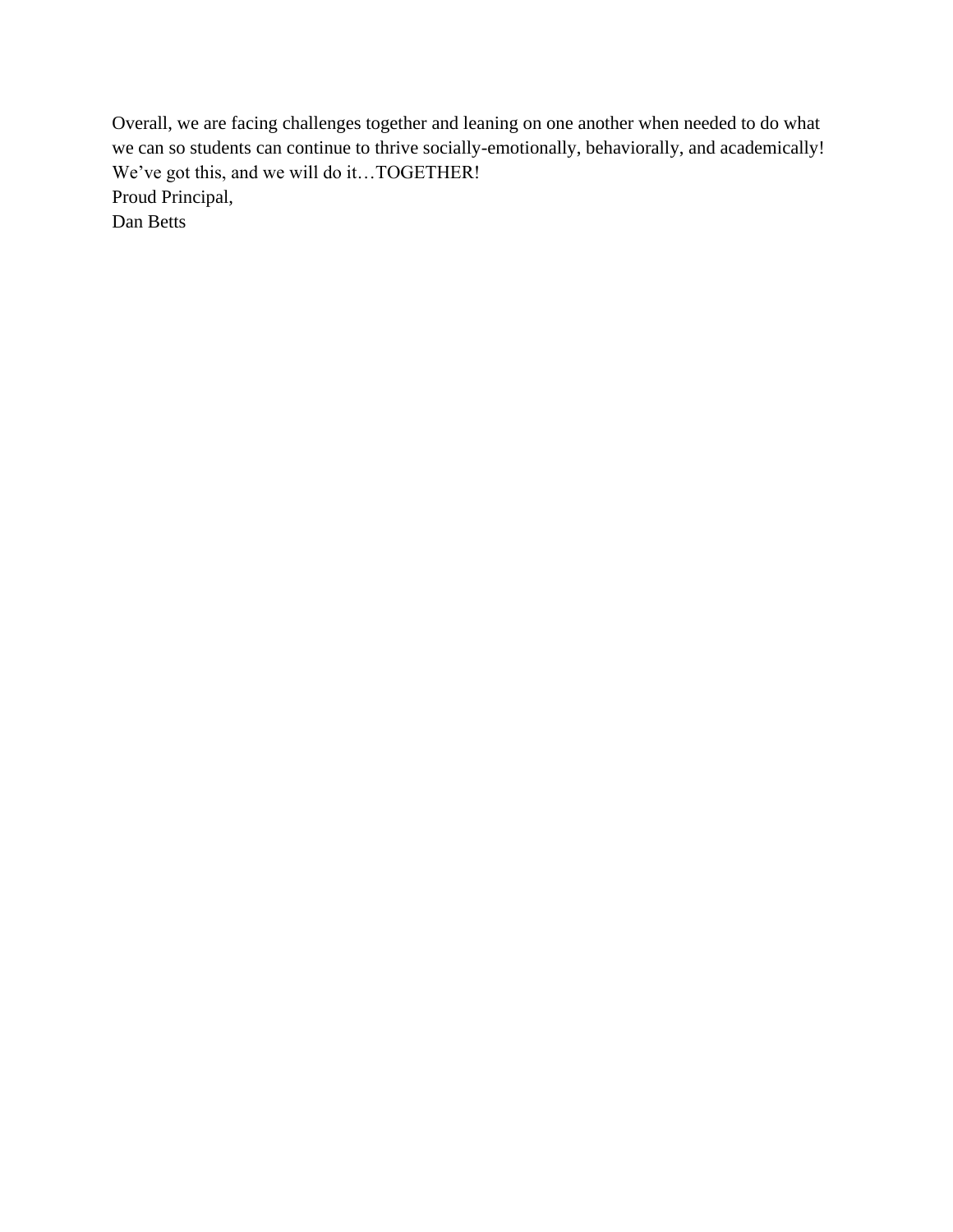Overall, we are facing challenges together and leaning on one another when needed to do what we can so students can continue to thrive socially-emotionally, behaviorally, and academically! We've got this, and we will do it…TOGETHER!

Proud Principal,
Dan Betts